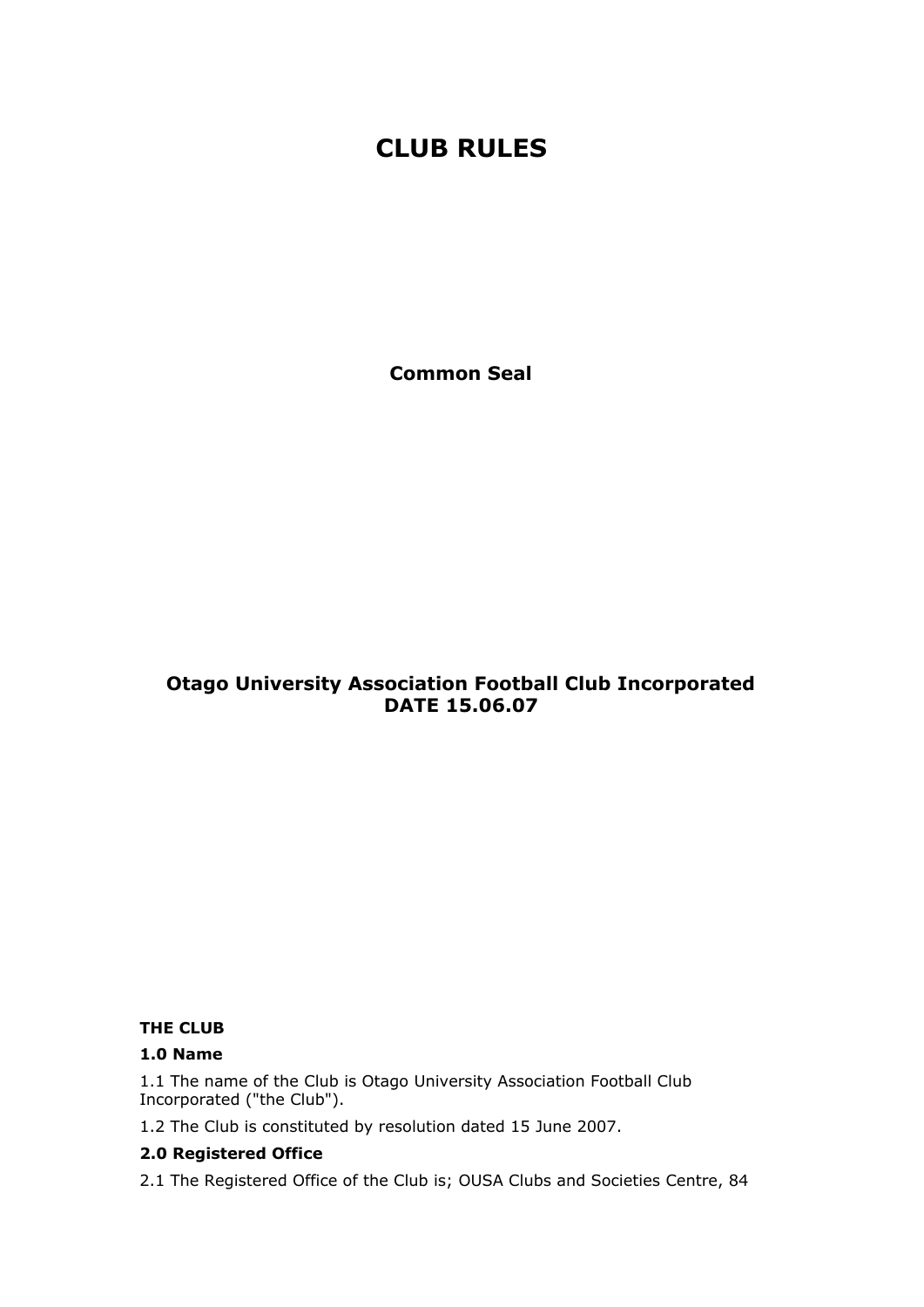# CLUB RULES

**Common Seal**

**Otago University Association Football Club Incorporated**
**DATE 15.06.07**

## THE CLUB

### 1.0 Name

1.1 The name of the Club is Otago University Association Football Club Incorporated ("the Club").

1.2 The Club is constituted by resolution dated 15 June 2007.

### 2.0 Registered Office

2.1 The Registered Office of the Club is; OUSA Clubs and Societies Centre, 84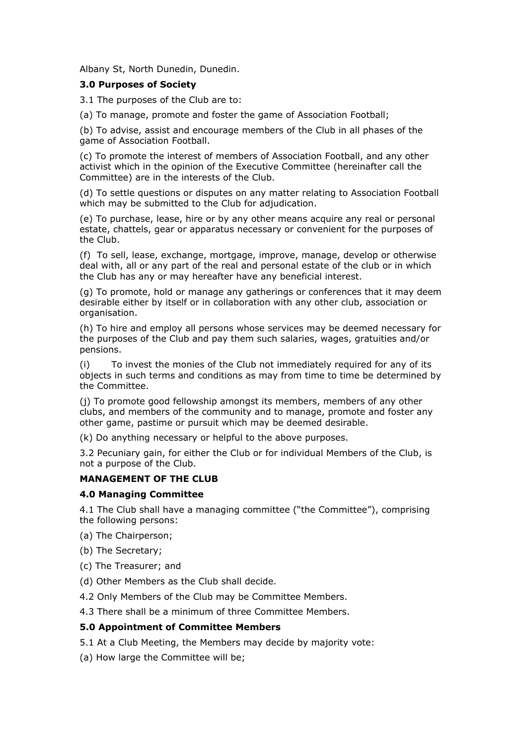Albany St, North Dunedin, Dunedin.

### 3.0 Purposes of Society

3.1 The purposes of the Club are to:

(a) To manage, promote and foster the game of Association Football;

(b) To advise, assist and encourage members of the Club in all phases of the game of Association Football.

(c) To promote the interest of members of Association Football, and any other activist which in the opinion of the Executive Committee (hereinafter call the Committee) are in the interests of the Club.

(d) To settle questions or disputes on any matter relating to Association Football which may be submitted to the Club for adjudication.

(e) To purchase, lease, hire or by any other means acquire any real or personal estate, chattels, gear or apparatus necessary or convenient for the purposes of the Club.

(f) To sell, lease, exchange, mortgage, improve, manage, develop or otherwise deal with, all or any part of the real and personal estate of the club or in which the Club has any or may hereafter have any beneficial interest.

(g) To promote, hold or manage any gatherings or conferences that it may deem desirable either by itself or in collaboration with any other club, association or organisation.

(h) To hire and employ all persons whose services may be deemed necessary for the purposes of the Club and pay them such salaries, wages, gratuities and/or pensions.

(i) To invest the monies of the Club not immediately required for any of its objects in such terms and conditions as may from time to time be determined by the Committee.

(j) To promote good fellowship amongst its members, members of any other clubs, and members of the community and to manage, promote and foster any other game, pastime or pursuit which may be deemed desirable.

(k) Do anything necessary or helpful to the above purposes.

3.2 Pecuniary gain, for either the Club or for individual Members of the Club, is not a purpose of the Club.

## MANAGEMENT OF THE CLUB

### 4.0 Managing Committee

4.1 The Club shall have a managing committee ("the Committee"), comprising the following persons:

(a) The Chairperson;

(b) The Secretary;

(c) The Treasurer; and

(d) Other Members as the Club shall decide.

4.2 Only Members of the Club may be Committee Members.

4.3 There shall be a minimum of three Committee Members.

### 5.0 Appointment of Committee Members

5.1 At a Club Meeting, the Members may decide by majority vote:

(a) How large the Committee will be;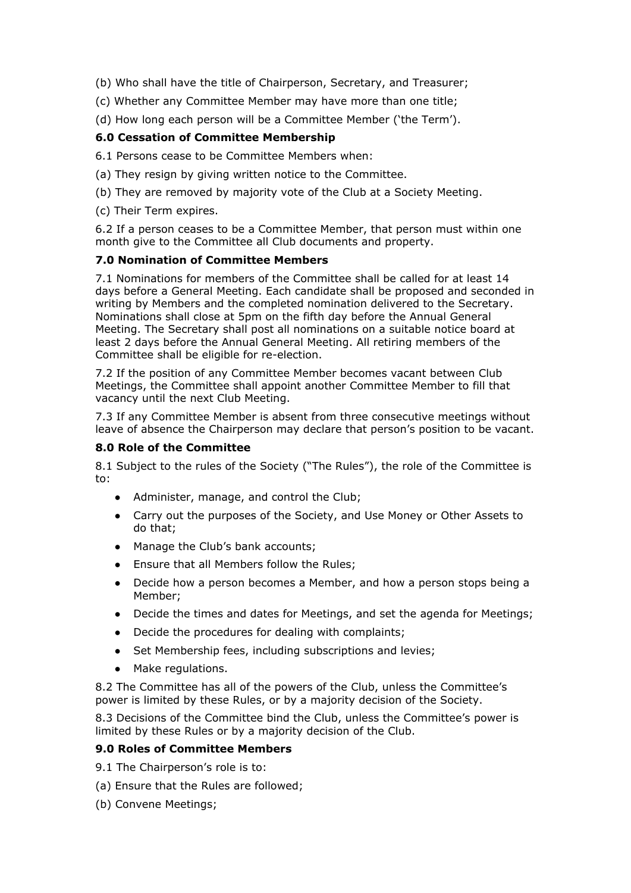(b) Who shall have the title of Chairperson, Secretary, and Treasurer;

(c) Whether any Committee Member may have more than one title;

(d) How long each person will be a Committee Member ('the Term').

### 6.0 Cessation of Committee Membership

6.1 Persons cease to be Committee Members when:

(a) They resign by giving written notice to the Committee.

(b) They are removed by majority vote of the Club at a Society Meeting.

(c) Their Term expires.

6.2 If a person ceases to be a Committee Member, that person must within one month give to the Committee all Club documents and property.

### 7.0 Nomination of Committee Members

7.1 Nominations for members of the Committee shall be called for at least 14 days before a General Meeting. Each candidate shall be proposed and seconded in writing by Members and the completed nomination delivered to the Secretary. Nominations shall close at 5pm on the fifth day before the Annual General Meeting. The Secretary shall post all nominations on a suitable notice board at least 2 days before the Annual General Meeting. All retiring members of the Committee shall be eligible for re-election.

7.2 If the position of any Committee Member becomes vacant between Club Meetings, the Committee shall appoint another Committee Member to fill that vacancy until the next Club Meeting.

7.3 If any Committee Member is absent from three consecutive meetings without leave of absence the Chairperson may declare that person's position to be vacant.

### 8.0 Role of the Committee

8.1 Subject to the rules of the Society ("The Rules"), the role of the Committee is to:

- Administer, manage, and control the Club;
- Carry out the purposes of the Society, and Use Money or Other Assets to do that;
- Manage the Club's bank accounts;
- Ensure that all Members follow the Rules;
- Decide how a person becomes a Member, and how a person stops being a Member;
- Decide the times and dates for Meetings, and set the agenda for Meetings;
- Decide the procedures for dealing with complaints;
- Set Membership fees, including subscriptions and levies;
- Make regulations.

8.2 The Committee has all of the powers of the Club, unless the Committee's power is limited by these Rules, or by a majority decision of the Society.

8.3 Decisions of the Committee bind the Club, unless the Committee's power is limited by these Rules or by a majority decision of the Club.

### 9.0 Roles of Committee Members

9.1 The Chairperson's role is to:

(a) Ensure that the Rules are followed;

(b) Convene Meetings;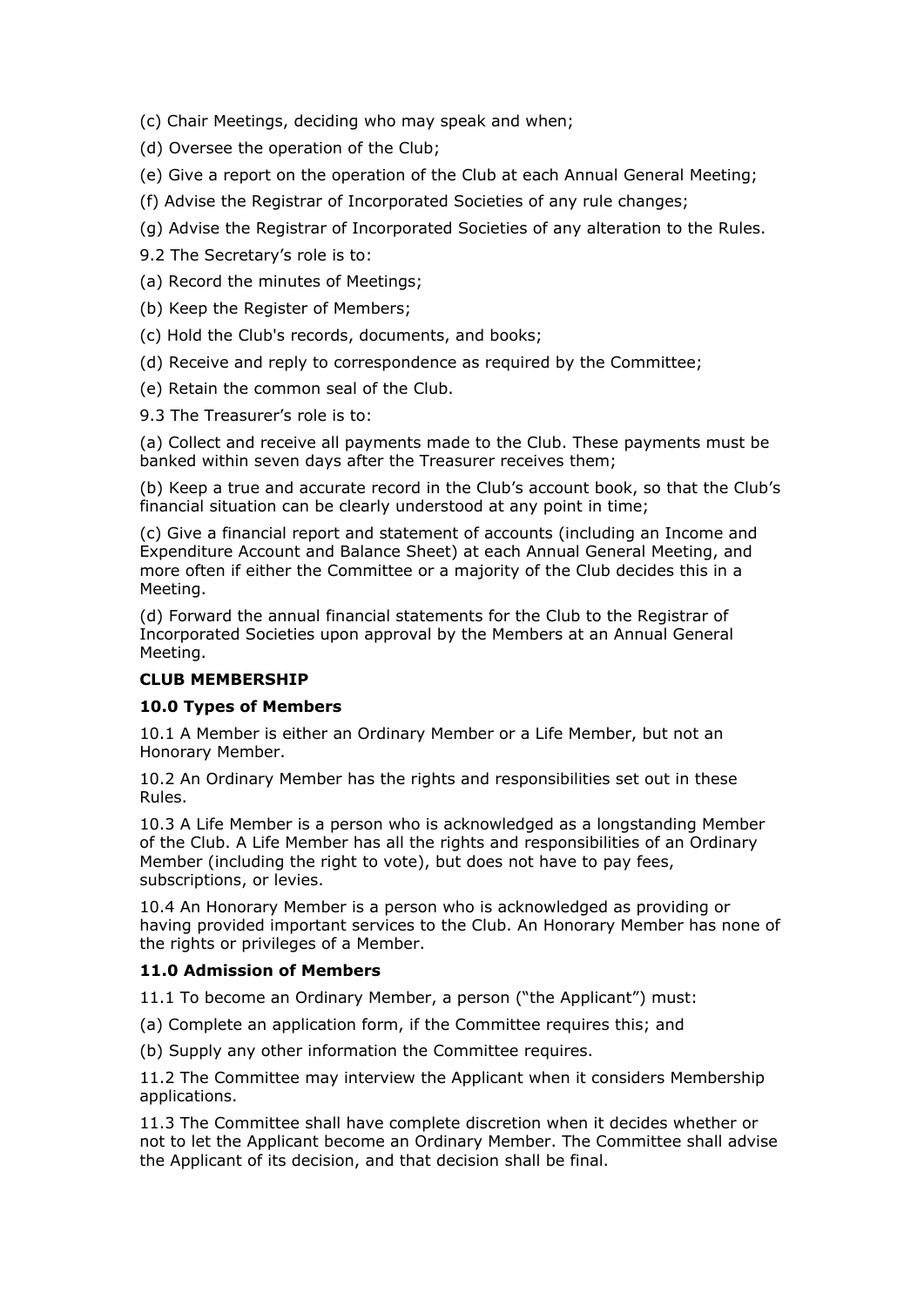(c) Chair Meetings, deciding who may speak and when;

(d) Oversee the operation of the Club;

(e) Give a report on the operation of the Club at each Annual General Meeting;

(f) Advise the Registrar of Incorporated Societies of any rule changes;

(g) Advise the Registrar of Incorporated Societies of any alteration to the Rules.

9.2 The Secretary's role is to:

(a) Record the minutes of Meetings;

(b) Keep the Register of Members;

(c) Hold the Club's records, documents, and books;

(d) Receive and reply to correspondence as required by the Committee;

(e) Retain the common seal of the Club.

9.3 The Treasurer's role is to:

(a) Collect and receive all payments made to the Club. These payments must be banked within seven days after the Treasurer receives them;

(b) Keep a true and accurate record in the Club's account book, so that the Club's financial situation can be clearly understood at any point in time;

(c) Give a financial report and statement of accounts (including an Income and Expenditure Account and Balance Sheet) at each Annual General Meeting, and more often if either the Committee or a majority of the Club decides this in a Meeting.

(d) Forward the annual financial statements for the Club to the Registrar of Incorporated Societies upon approval by the Members at an Annual General Meeting.

**CLUB MEMBERSHIP**

**10.0 Types of Members**

10.1 A Member is either an Ordinary Member or a Life Member, but not an Honorary Member.

10.2 An Ordinary Member has the rights and responsibilities set out in these Rules.

10.3 A Life Member is a person who is acknowledged as a longstanding Member of the Club. A Life Member has all the rights and responsibilities of an Ordinary Member (including the right to vote), but does not have to pay fees, subscriptions, or levies.

10.4 An Honorary Member is a person who is acknowledged as providing or having provided important services to the Club. An Honorary Member has none of the rights or privileges of a Member.

**11.0 Admission of Members**

11.1 To become an Ordinary Member, a person ("the Applicant") must:

(a) Complete an application form, if the Committee requires this; and

(b) Supply any other information the Committee requires.

11.2 The Committee may interview the Applicant when it considers Membership applications.

11.3 The Committee shall have complete discretion when it decides whether or not to let the Applicant become an Ordinary Member. The Committee shall advise the Applicant of its decision, and that decision shall be final.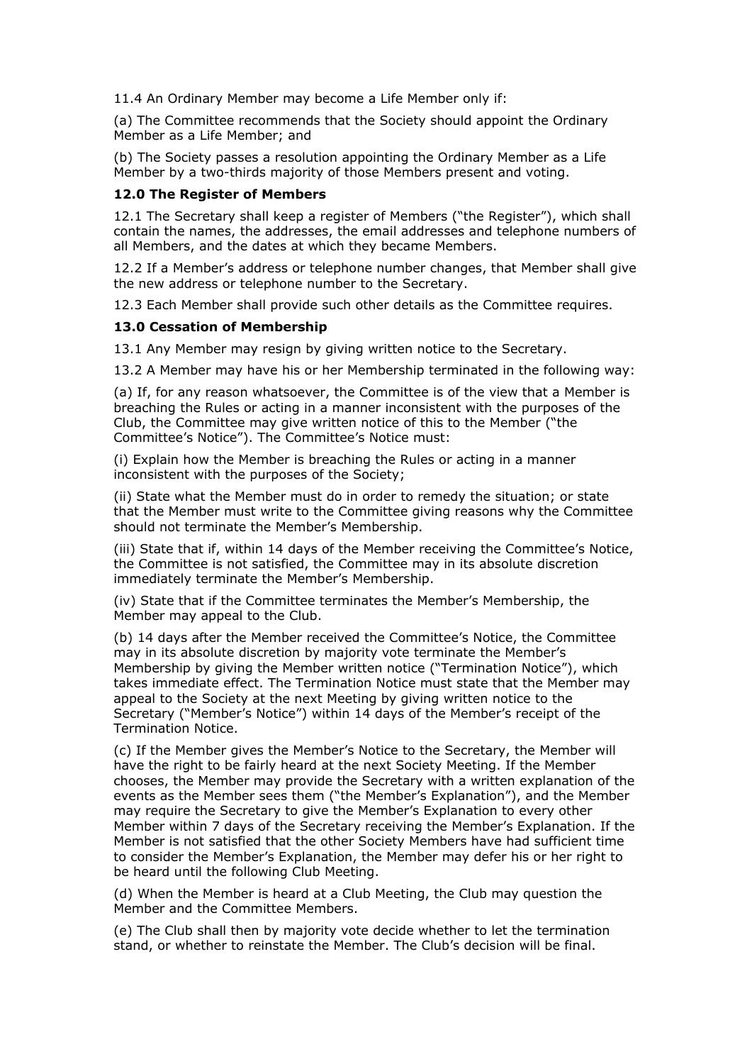11.4 An Ordinary Member may become a Life Member only if:

(a) The Committee recommends that the Society should appoint the Ordinary Member as a Life Member; and

(b) The Society passes a resolution appointing the Ordinary Member as a Life Member by a two-thirds majority of those Members present and voting.

**12.0 The Register of Members**

12.1 The Secretary shall keep a register of Members ("the Register"), which shall contain the names, the addresses, the email addresses and telephone numbers of all Members, and the dates at which they became Members.

12.2 If a Member's address or telephone number changes, that Member shall give the new address or telephone number to the Secretary.

12.3 Each Member shall provide such other details as the Committee requires.

**13.0 Cessation of Membership**

13.1 Any Member may resign by giving written notice to the Secretary.

13.2 A Member may have his or her Membership terminated in the following way:

(a) If, for any reason whatsoever, the Committee is of the view that a Member is breaching the Rules or acting in a manner inconsistent with the purposes of the Club, the Committee may give written notice of this to the Member ("the Committee's Notice"). The Committee's Notice must:

(i) Explain how the Member is breaching the Rules or acting in a manner inconsistent with the purposes of the Society;

(ii) State what the Member must do in order to remedy the situation; or state that the Member must write to the Committee giving reasons why the Committee should not terminate the Member's Membership.

(iii) State that if, within 14 days of the Member receiving the Committee's Notice, the Committee is not satisfied, the Committee may in its absolute discretion immediately terminate the Member's Membership.

(iv) State that if the Committee terminates the Member's Membership, the Member may appeal to the Club.

(b) 14 days after the Member received the Committee's Notice, the Committee may in its absolute discretion by majority vote terminate the Member's Membership by giving the Member written notice ("Termination Notice"), which takes immediate effect. The Termination Notice must state that the Member may appeal to the Society at the next Meeting by giving written notice to the Secretary ("Member's Notice") within 14 days of the Member's receipt of the Termination Notice.

(c) If the Member gives the Member's Notice to the Secretary, the Member will have the right to be fairly heard at the next Society Meeting. If the Member chooses, the Member may provide the Secretary with a written explanation of the events as the Member sees them ("the Member's Explanation"), and the Member may require the Secretary to give the Member's Explanation to every other Member within 7 days of the Secretary receiving the Member's Explanation. If the Member is not satisfied that the other Society Members have had sufficient time to consider the Member's Explanation, the Member may defer his or her right to be heard until the following Club Meeting.

(d) When the Member is heard at a Club Meeting, the Club may question the Member and the Committee Members.

(e) The Club shall then by majority vote decide whether to let the termination stand, or whether to reinstate the Member. The Club's decision will be final.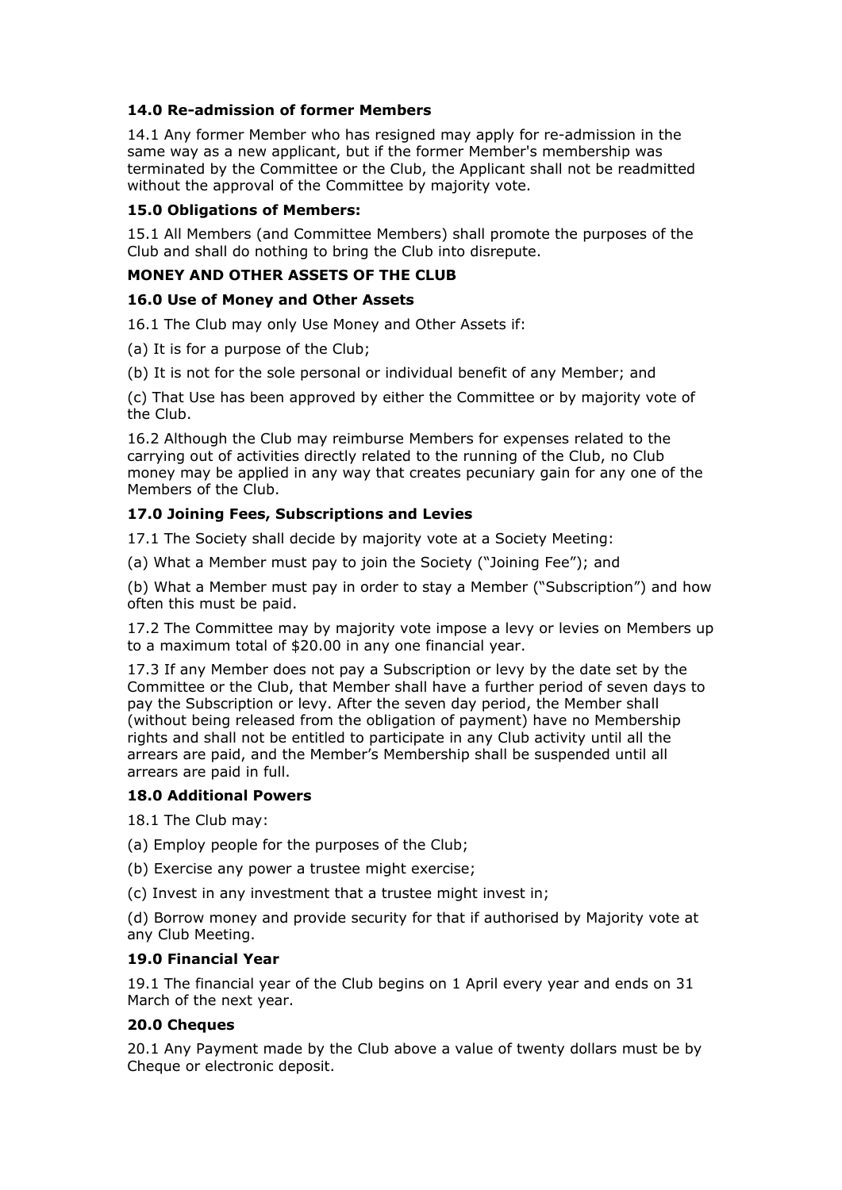### 14.0 Re-admission of former Members

14.1 Any former Member who has resigned may apply for re-admission in the same way as a new applicant, but if the former Member's membership was terminated by the Committee or the Club, the Applicant shall not be readmitted without the approval of the Committee by majority vote.

### 15.0 Obligations of Members:

15.1 All Members (and Committee Members) shall promote the purposes of the Club and shall do nothing to bring the Club into disrepute.

## MONEY AND OTHER ASSETS OF THE CLUB

### 16.0 Use of Money and Other Assets

16.1 The Club may only Use Money and Other Assets if:

(a) It is for a purpose of the Club;

(b) It is not for the sole personal or individual benefit of any Member; and

(c) That Use has been approved by either the Committee or by majority vote of the Club.

16.2 Although the Club may reimburse Members for expenses related to the carrying out of activities directly related to the running of the Club, no Club money may be applied in any way that creates pecuniary gain for any one of the Members of the Club.

### 17.0 Joining Fees, Subscriptions and Levies

17.1 The Society shall decide by majority vote at a Society Meeting:

(a) What a Member must pay to join the Society ("Joining Fee"); and

(b) What a Member must pay in order to stay a Member ("Subscription") and how often this must be paid.

17.2 The Committee may by majority vote impose a levy or levies on Members up to a maximum total of $20.00 in any one financial year.

17.3 If any Member does not pay a Subscription or levy by the date set by the Committee or the Club, that Member shall have a further period of seven days to pay the Subscription or levy. After the seven day period, the Member shall (without being released from the obligation of payment) have no Membership rights and shall not be entitled to participate in any Club activity until all the arrears are paid, and the Member's Membership shall be suspended until all arrears are paid in full.

### 18.0 Additional Powers

18.1 The Club may:

(a) Employ people for the purposes of the Club;

(b) Exercise any power a trustee might exercise;

(c) Invest in any investment that a trustee might invest in;

(d) Borrow money and provide security for that if authorised by Majority vote at any Club Meeting.

### 19.0 Financial Year

19.1 The financial year of the Club begins on 1 April every year and ends on 31 March of the next year.

### 20.0 Cheques

20.1 Any Payment made by the Club above a value of twenty dollars must be by Cheque or electronic deposit.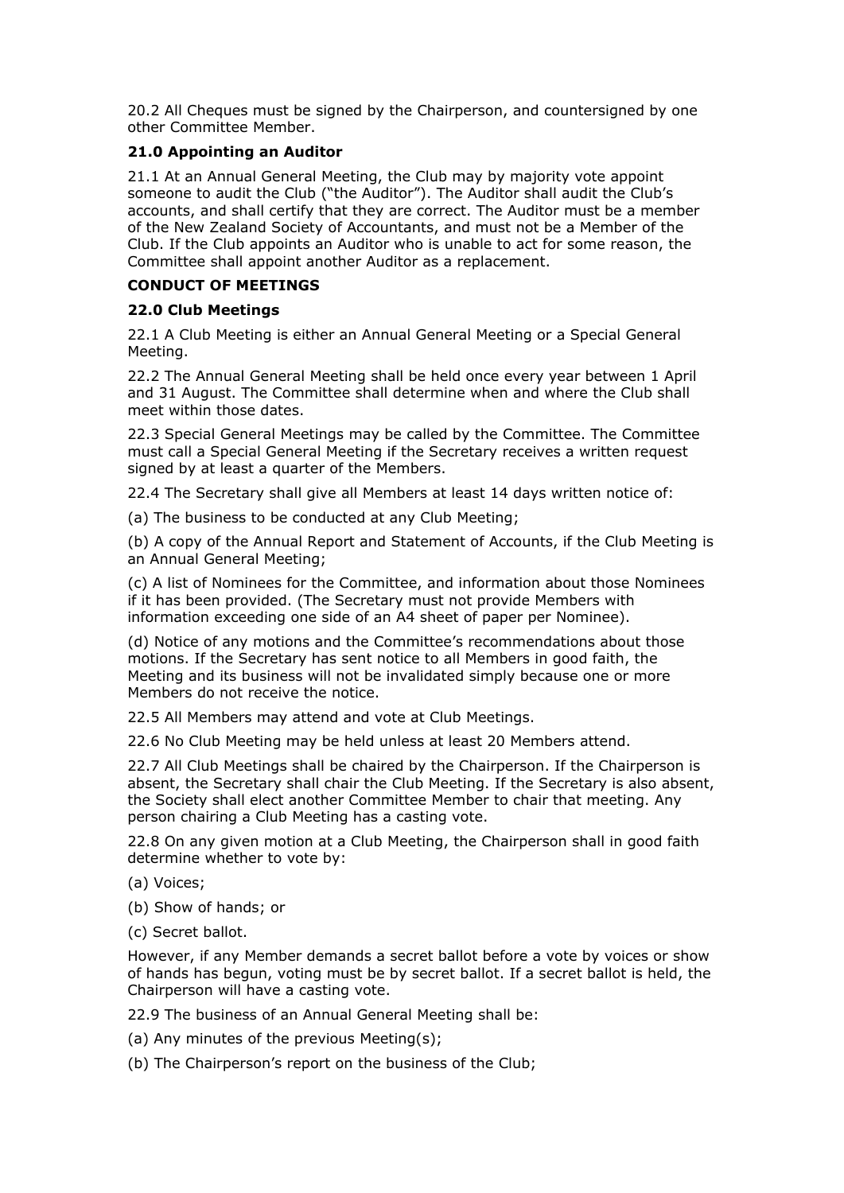20.2 All Cheques must be signed by the Chairperson, and countersigned by one other Committee Member.

### 21.0 Appointing an Auditor

21.1 At an Annual General Meeting, the Club may by majority vote appoint someone to audit the Club ("the Auditor"). The Auditor shall audit the Club's accounts, and shall certify that they are correct. The Auditor must be a member of the New Zealand Society of Accountants, and must not be a Member of the Club. If the Club appoints an Auditor who is unable to act for some reason, the Committee shall appoint another Auditor as a replacement.

## CONDUCT OF MEETINGS

### 22.0 Club Meetings

22.1 A Club Meeting is either an Annual General Meeting or a Special General Meeting.

22.2 The Annual General Meeting shall be held once every year between 1 April and 31 August. The Committee shall determine when and where the Club shall meet within those dates.

22.3 Special General Meetings may be called by the Committee. The Committee must call a Special General Meeting if the Secretary receives a written request signed by at least a quarter of the Members.

22.4 The Secretary shall give all Members at least 14 days written notice of:

(a) The business to be conducted at any Club Meeting;

(b) A copy of the Annual Report and Statement of Accounts, if the Club Meeting is an Annual General Meeting;

(c) A list of Nominees for the Committee, and information about those Nominees if it has been provided. (The Secretary must not provide Members with information exceeding one side of an A4 sheet of paper per Nominee).

(d) Notice of any motions and the Committee's recommendations about those motions. If the Secretary has sent notice to all Members in good faith, the Meeting and its business will not be invalidated simply because one or more Members do not receive the notice.

22.5 All Members may attend and vote at Club Meetings.

22.6 No Club Meeting may be held unless at least 20 Members attend.

22.7 All Club Meetings shall be chaired by the Chairperson. If the Chairperson is absent, the Secretary shall chair the Club Meeting. If the Secretary is also absent, the Society shall elect another Committee Member to chair that meeting. Any person chairing a Club Meeting has a casting vote.

22.8 On any given motion at a Club Meeting, the Chairperson shall in good faith determine whether to vote by:

(a) Voices;

(b) Show of hands; or

(c) Secret ballot.

However, if any Member demands a secret ballot before a vote by voices or show of hands has begun, voting must be by secret ballot. If a secret ballot is held, the Chairperson will have a casting vote.

22.9 The business of an Annual General Meeting shall be:

(a) Any minutes of the previous Meeting(s);

(b) The Chairperson's report on the business of the Club;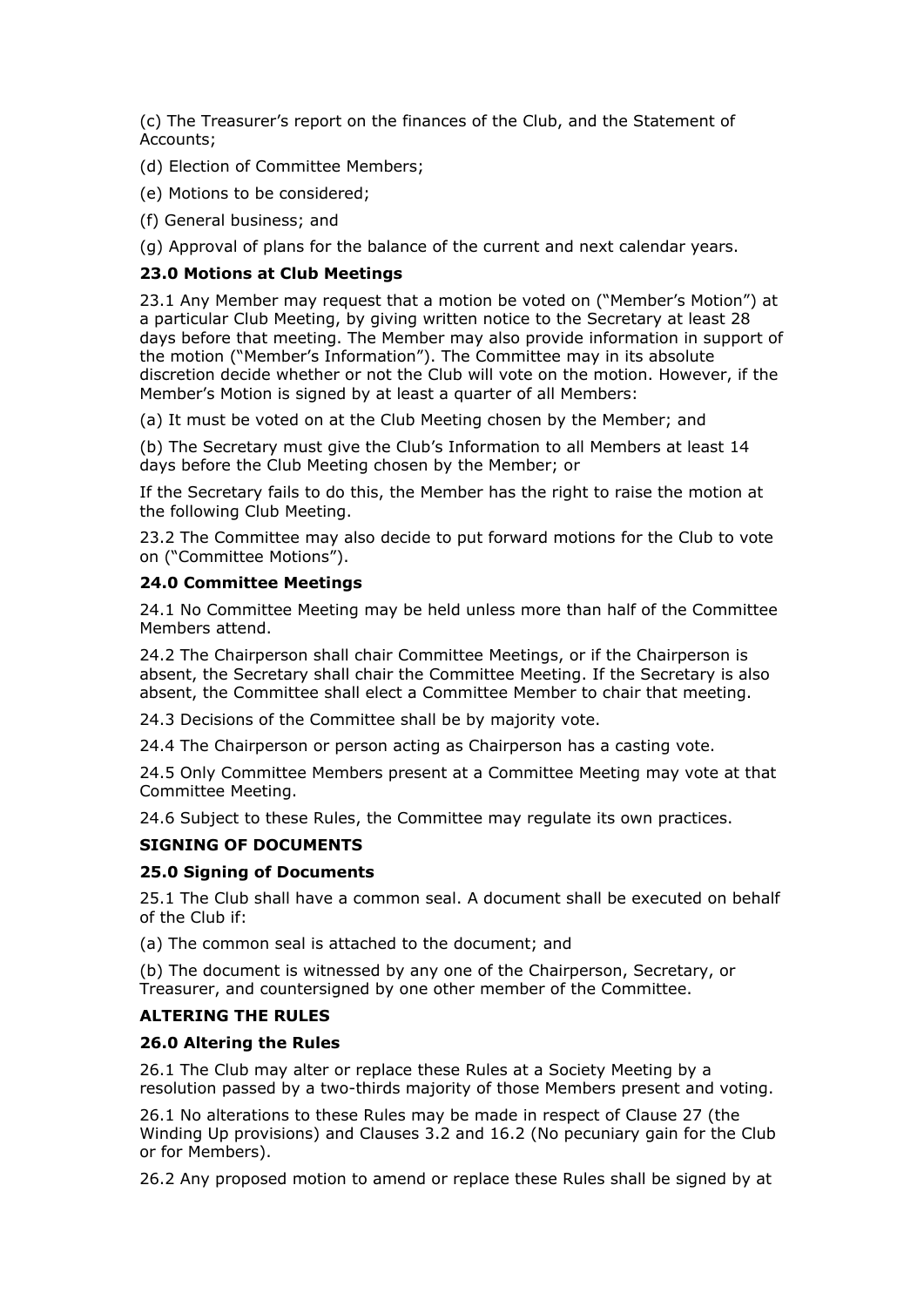(c) The Treasurer's report on the finances of the Club, and the Statement of Accounts;

(d) Election of Committee Members;

(e) Motions to be considered;

(f) General business; and

(g) Approval of plans for the balance of the current and next calendar years.

**23.0 Motions at Club Meetings**

23.1 Any Member may request that a motion be voted on ("Member's Motion") at a particular Club Meeting, by giving written notice to the Secretary at least 28 days before that meeting. The Member may also provide information in support of the motion ("Member's Information"). The Committee may in its absolute discretion decide whether or not the Club will vote on the motion. However, if the Member's Motion is signed by at least a quarter of all Members:

(a) It must be voted on at the Club Meeting chosen by the Member; and

(b) The Secretary must give the Club's Information to all Members at least 14 days before the Club Meeting chosen by the Member; or

If the Secretary fails to do this, the Member has the right to raise the motion at the following Club Meeting.

23.2 The Committee may also decide to put forward motions for the Club to vote on ("Committee Motions").

**24.0 Committee Meetings**

24.1 No Committee Meeting may be held unless more than half of the Committee Members attend.

24.2 The Chairperson shall chair Committee Meetings, or if the Chairperson is absent, the Secretary shall chair the Committee Meeting. If the Secretary is also absent, the Committee shall elect a Committee Member to chair that meeting.

24.3 Decisions of the Committee shall be by majority vote.

24.4 The Chairperson or person acting as Chairperson has a casting vote.

24.5 Only Committee Members present at a Committee Meeting may vote at that Committee Meeting.

24.6 Subject to these Rules, the Committee may regulate its own practices.

**SIGNING OF DOCUMENTS**

**25.0 Signing of Documents**

25.1 The Club shall have a common seal. A document shall be executed on behalf of the Club if:

(a) The common seal is attached to the document; and

(b) The document is witnessed by any one of the Chairperson, Secretary, or Treasurer, and countersigned by one other member of the Committee.

**ALTERING THE RULES**

**26.0 Altering the Rules**

26.1 The Club may alter or replace these Rules at a Society Meeting by a resolution passed by a two-thirds majority of those Members present and voting.

26.1 No alterations to these Rules may be made in respect of Clause 27 (the Winding Up provisions) and Clauses 3.2 and 16.2 (No pecuniary gain for the Club or for Members).

26.2 Any proposed motion to amend or replace these Rules shall be signed by at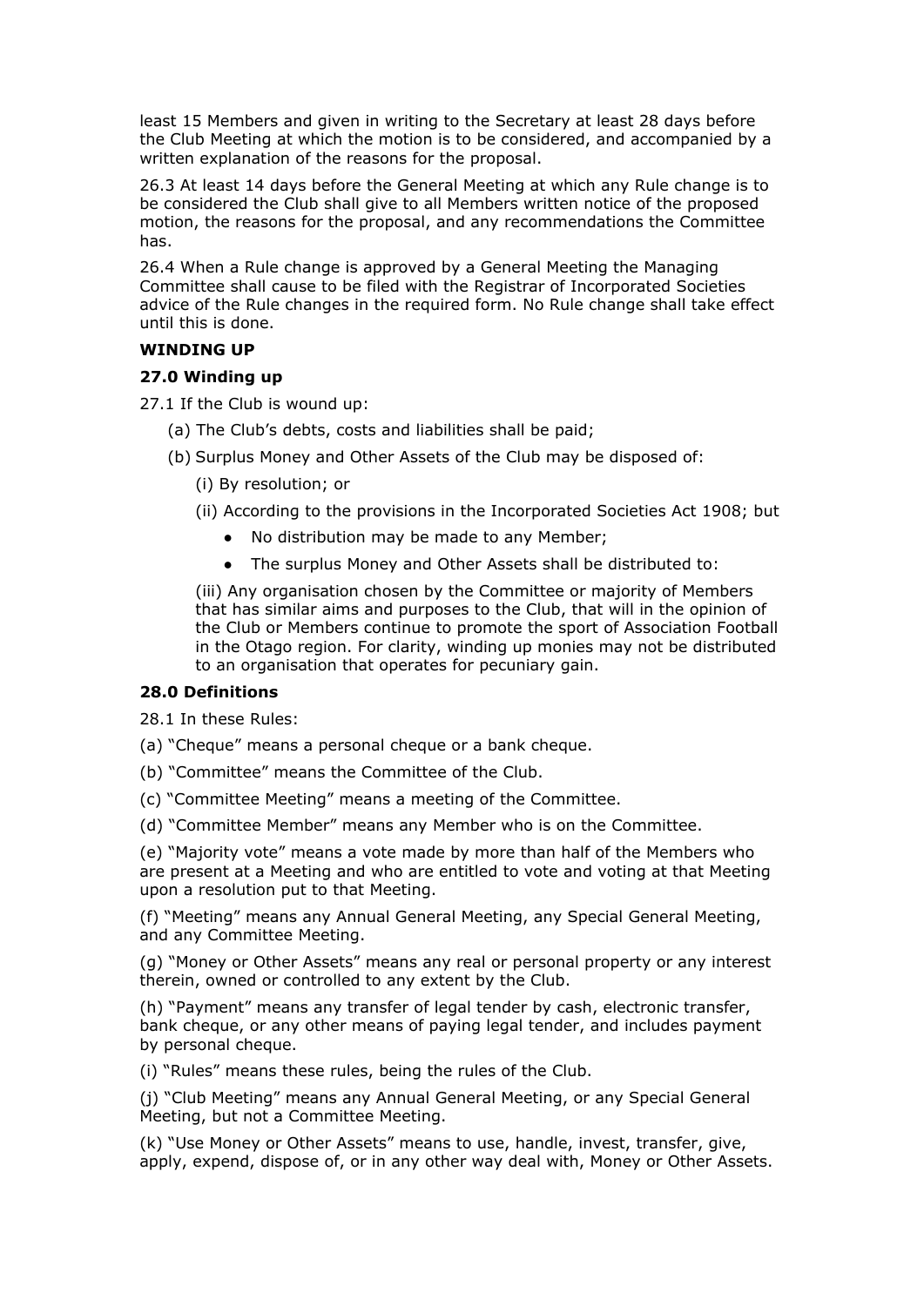least 15 Members and given in writing to the Secretary at least 28 days before the Club Meeting at which the motion is to be considered, and accompanied by a written explanation of the reasons for the proposal.

26.3 At least 14 days before the General Meeting at which any Rule change is to be considered the Club shall give to all Members written notice of the proposed motion, the reasons for the proposal, and any recommendations the Committee has.

26.4 When a Rule change is approved by a General Meeting the Managing Committee shall cause to be filed with the Registrar of Incorporated Societies advice of the Rule changes in the required form. No Rule change shall take effect until this is done.

**WINDING UP**

**27.0 Winding up**

27.1 If the Club is wound up:

(a) The Club's debts, costs and liabilities shall be paid;

(b) Surplus Money and Other Assets of the Club may be disposed of:

(i) By resolution; or

(ii) According to the provisions in the Incorporated Societies Act 1908; but

- No distribution may be made to any Member;
- The surplus Money and Other Assets shall be distributed to:

(iii) Any organisation chosen by the Committee or majority of Members that has similar aims and purposes to the Club, that will in the opinion of the Club or Members continue to promote the sport of Association Football in the Otago region. For clarity, winding up monies may not be distributed to an organisation that operates for pecuniary gain.

**28.0 Definitions**

28.1 In these Rules:

(a) "Cheque" means a personal cheque or a bank cheque.

(b) "Committee" means the Committee of the Club.

(c) "Committee Meeting" means a meeting of the Committee.

(d) "Committee Member" means any Member who is on the Committee.

(e) "Majority vote" means a vote made by more than half of the Members who are present at a Meeting and who are entitled to vote and voting at that Meeting upon a resolution put to that Meeting.

(f) "Meeting" means any Annual General Meeting, any Special General Meeting, and any Committee Meeting.

(g) "Money or Other Assets" means any real or personal property or any interest therein, owned or controlled to any extent by the Club.

(h) "Payment" means any transfer of legal tender by cash, electronic transfer, bank cheque, or any other means of paying legal tender, and includes payment by personal cheque.

(i) "Rules" means these rules, being the rules of the Club.

(j) "Club Meeting" means any Annual General Meeting, or any Special General Meeting, but not a Committee Meeting.

(k) "Use Money or Other Assets" means to use, handle, invest, transfer, give, apply, expend, dispose of, or in any other way deal with, Money or Other Assets.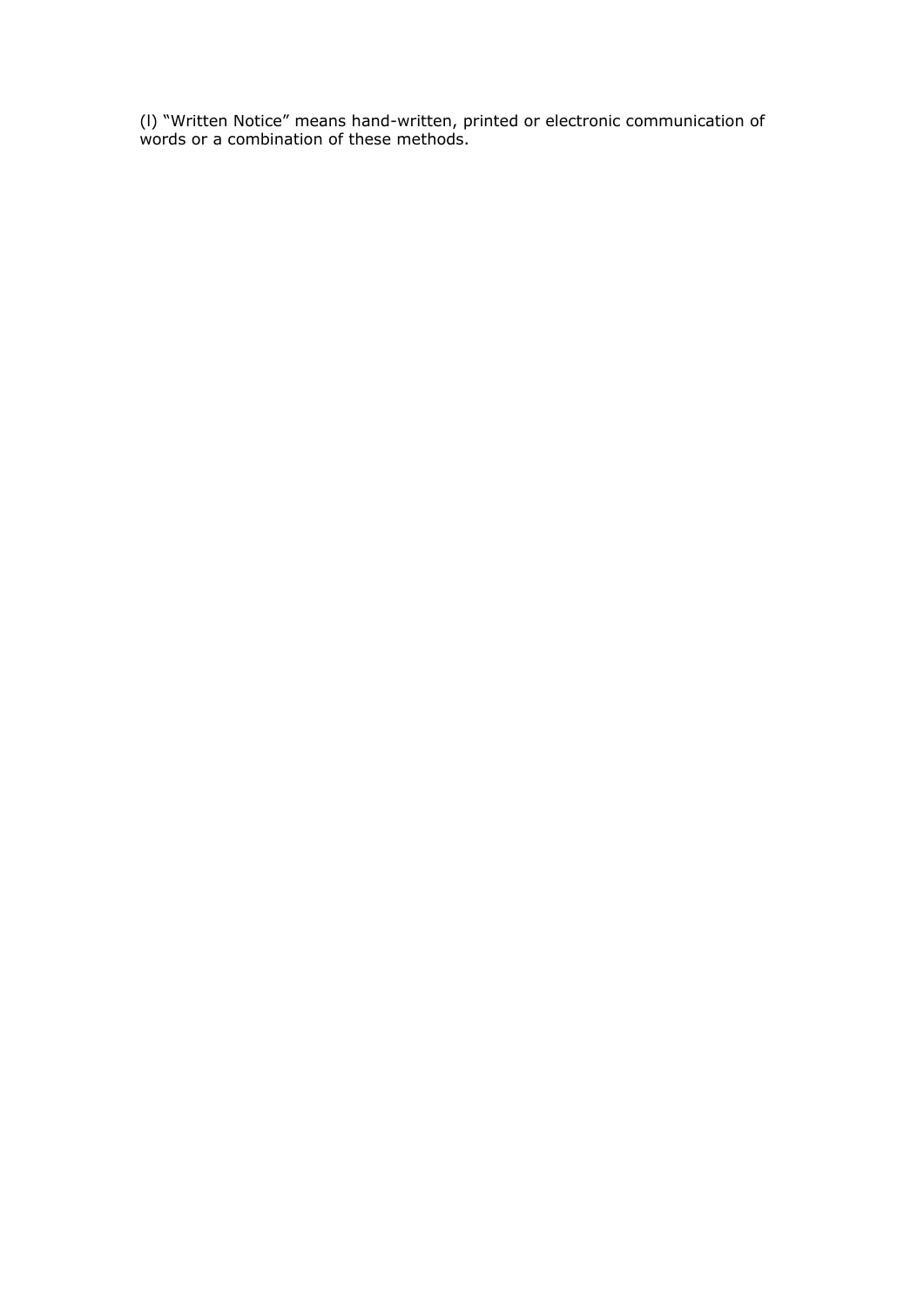(l) “Written Notice” means hand-written, printed or electronic communication of words or a combination of these methods.